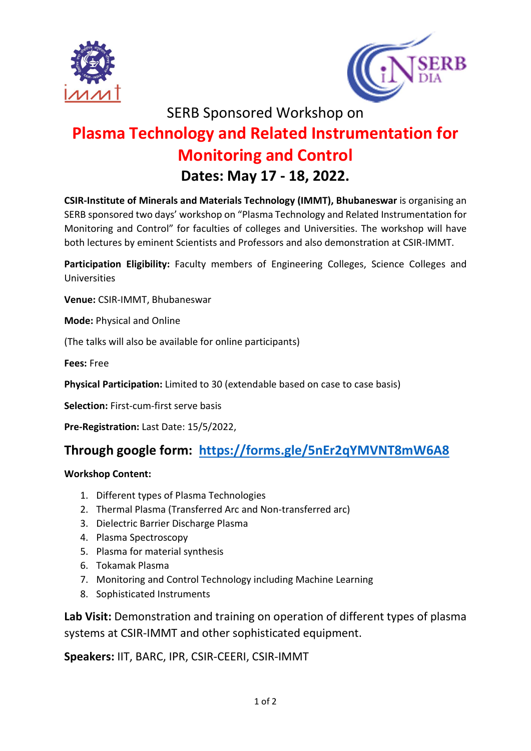SERB Sponsored Workshop on

# Plasma Technology and Related Instrumentation for Monitoring and Control

## Dates: May 17 - 18, 2022.

**CSIR-Institute of Minerals and Materials Technology (IMMT), Bhubaneswar** is organising an SERB sponsored two days' workshop on "Plasma Technology and Related Instrumentation for Monitoring and Control" for faculties of colleges and Universities. The workshop will have both lectures by eminent Scientists and Professors and also demonstration at CSIR-IMMT.

**Participation Eligibility:** Faculty members of Engineering Colleges, Science Colleges and Universities

**Venue:** CSIR-IMMT, Bhubaneswar

**Mode:** Physical and Online

(The talks will also be available for online participants)

**Fees:** Free

**Physical Participation:** Limited to 30 (extendable based on case to case basis)

**Selection:** First-cum-first serve basis

**Pre-Registration:** Last Date: 15/5/2022,

### Through google form: https://forms.gle/5nEr2qYMVNT8mW6A8

**Workshop Content:**

1. Different types of Plasma Technologies
2. Thermal Plasma (Transferred Arc and Non-transferred arc)
3. Dielectric Barrier Discharge Plasma
4. Plasma Spectroscopy
5. Plasma for material synthesis
6. Tokamak Plasma
7. Monitoring and Control Technology including Machine Learning
8. Sophisticated Instruments

**Lab Visit:** Demonstration and training on operation of different types of plasma systems at CSIR-IMMT and other sophisticated equipment.

**Speakers:** IIT, BARC, IPR, CSIR-CEERI, CSIR-IMMT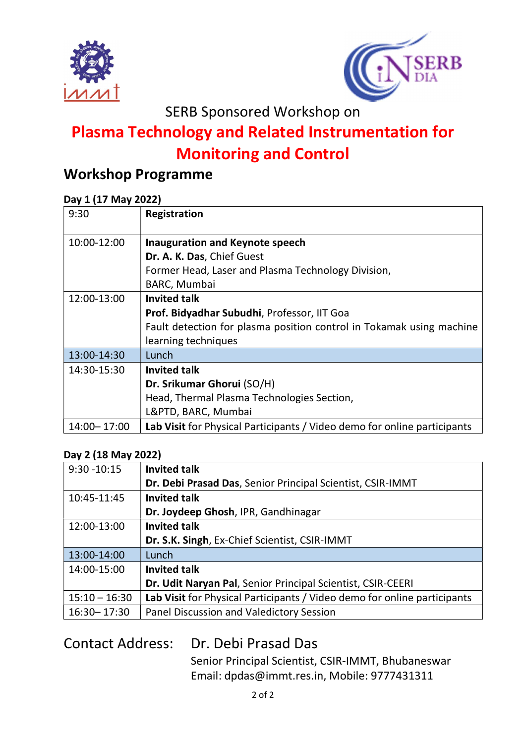SERB Sponsored Workshop on

# Plasma Technology and Related Instrumentation for Monitoring and Control

## Workshop Programme

### Day 1 (17 May 2022)

| | |
|---|---|
| 9:30 | **Registration** |
| 10:00-12:00 | **Inauguration and Keynote speech**<br>**Dr. A. K. Das**, Chief Guest<br>Former Head, Laser and Plasma Technology Division, BARC, Mumbai |
| 12:00-13:00 | **Invited talk**<br>**Prof. Bidyadhar Subudhi**, Professor, IIT Goa<br>Fault detection for plasma position control in Tokamak using machine learning techniques |
| 13:00-14:30 | Lunch |
| 14:30-15:30 | **Invited talk**<br>**Dr. Srikumar Ghorui** (SO/H)<br>Head, Thermal Plasma Technologies Section, L&PTD, BARC, Mumbai |
| 14:00– 17:00 | **Lab Visit** for Physical Participants / Video demo for online participants |

### Day 2 (18 May 2022)

| | |
|---|---|
| 9:30 -10:15 | **Invited talk**<br>**Dr. Debi Prasad Das**, Senior Principal Scientist, CSIR-IMMT |
| 10:45-11:45 | **Invited talk**<br>**Dr. Joydeep Ghosh**, IPR, Gandhinagar |
| 12:00-13:00 | **Invited talk**<br>**Dr. S.K. Singh**, Ex-Chief Scientist, CSIR-IMMT |
| 13:00-14:00 | Lunch |
| 14:00-15:00 | **Invited talk**<br>**Dr. Udit Naryan Pal**, Senior Principal Scientist, CSIR-CEERI |
| 15:10 – 16:30 | **Lab Visit** for Physical Participants / Video demo for online participants |
| 16:30– 17:30 | Panel Discussion and Valedictory Session |

Contact Address: Dr. Debi Prasad Das

Senior Principal Scientist, CSIR-IMMT, Bhubaneswar

Email: dpdas@immt.res.in, Mobile: 9777431311